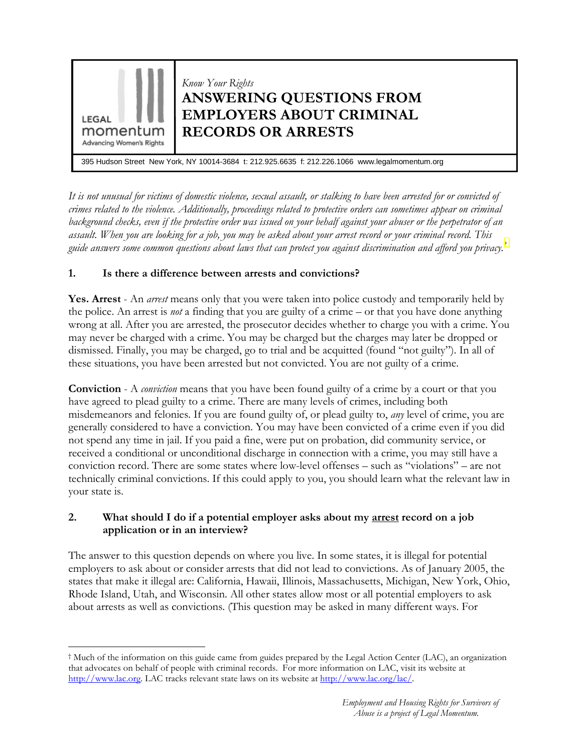LEGAL momentum
Advancing Women's Rights

*Know Your Rights*

# ANSWERING QUESTIONS FROM EMPLOYERS ABOUT CRIMINAL RECORDS OR ARRESTS

395 Hudson Street New York, NY 10014-3684 t: 212.925.6635 f: 212.226.1066 www.legalmomentum.org

*It is not unusual for victims of domestic violence, sexual assault, or stalking to have been arrested for or convicted of crimes related to the violence. Additionally, proceedings related to protective orders can sometimes appear on criminal background checks, even if the protective order was issued on your behalf against your abuser or the perpetrator of an assault. When you are looking for a job, you may be asked about your arrest record or your criminal record. This guide answers some common questions about laws that can protect you against discrimination and afford you privacy.*[†]

## 1. Is there a difference between arrests and convictions?

**Yes. Arrest** - An *arrest* means only that you were taken into police custody and temporarily held by the police. An arrest is *not* a finding that you are guilty of a crime – or that you have done anything wrong at all. After you are arrested, the prosecutor decides whether to charge you with a crime. You may never be charged with a crime. You may be charged but the charges may later be dropped or dismissed. Finally, you may be charged, go to trial and be acquitted (found "not guilty"). In all of these situations, you have been arrested but not convicted. You are not guilty of a crime.

**Conviction** - A *conviction* means that you have been found guilty of a crime by a court or that you have agreed to plead guilty to a crime. There are many levels of crimes, including both misdemeanors and felonies. If you are found guilty of, or plead guilty to, *any* level of crime, you are generally considered to have a conviction. You may have been convicted of a crime even if you did not spend any time in jail. If you paid a fine, were put on probation, did community service, or received a conditional or unconditional discharge in connection with a crime, you may still have a conviction record. There are some states where low-level offenses – such as "violations" – are not technically criminal convictions. If this could apply to you, you should learn what the relevant law in your state is.

## 2. What should I do if a potential employer asks about my arrest record on a job application or in an interview?

The answer to this question depends on where you live. In some states, it is illegal for potential employers to ask about or consider arrests that did not lead to convictions. As of January 2005, the states that make it illegal are: California, Hawaii, Illinois, Massachusetts, Michigan, New York, Ohio, Rhode Island, Utah, and Wisconsin. All other states allow most or all potential employers to ask about arrests as well as convictions. (This question may be asked in many different ways. For

---

[†] Much of the information on this guide came from guides prepared by the Legal Action Center (LAC), an organization that advocates on behalf of people with criminal records. For more information on LAC, visit its website at http://www.lac.org. LAC tracks relevant state laws on its website at http://www.lac.org/lac/.

*Employment and Housing Rights for Survivors of Abuse is a project of Legal Momentum.*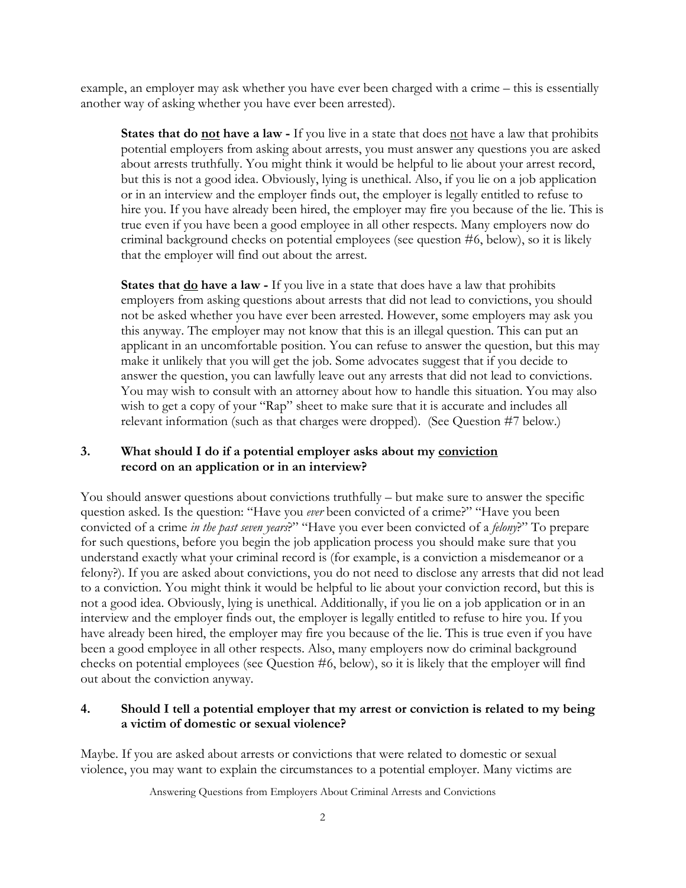example, an employer may ask whether you have ever been charged with a crime – this is essentially another way of asking whether you have ever been arrested).

**States that do <u>not</u> have a law -** If you live in a state that does <u>not</u> have a law that prohibits potential employers from asking about arrests, you must answer any questions you are asked about arrests truthfully. You might think it would be helpful to lie about your arrest record, but this is not a good idea. Obviously, lying is unethical. Also, if you lie on a job application or in an interview and the employer finds out, the employer is legally entitled to refuse to hire you. If you have already been hired, the employer may fire you because of the lie. This is true even if you have been a good employee in all other respects. Many employers now do criminal background checks on potential employees (see question #6, below), so it is likely that the employer will find out about the arrest.

**States that <u>do</u> have a law -** If you live in a state that does have a law that prohibits employers from asking questions about arrests that did not lead to convictions, you should not be asked whether you have ever been arrested. However, some employers may ask you this anyway. The employer may not know that this is an illegal question. This can put an applicant in an uncomfortable position. You can refuse to answer the question, but this may make it unlikely that you will get the job. Some advocates suggest that if you decide to answer the question, you can lawfully leave out any arrests that did not lead to convictions. You may wish to consult with an attorney about how to handle this situation. You may also wish to get a copy of your "Rap" sheet to make sure that it is accurate and includes all relevant information (such as that charges were dropped). (See Question #7 below.)

### 3. What should I do if a potential employer asks about my <u>conviction</u> record on an application or in an interview?

You should answer questions about convictions truthfully – but make sure to answer the specific question asked. Is the question: "Have you *ever* been convicted of a crime?" "Have you been convicted of a crime *in the past seven years*?" "Have you ever been convicted of a *felony*?" To prepare for such questions, before you begin the job application process you should make sure that you understand exactly what your criminal record is (for example, is a conviction a misdemeanor or a felony?). If you are asked about convictions, you do not need to disclose any arrests that did not lead to a conviction. You might think it would be helpful to lie about your conviction record, but this is not a good idea. Obviously, lying is unethical. Additionally, if you lie on a job application or in an interview and the employer finds out, the employer is legally entitled to refuse to hire you. If you have already been hired, the employer may fire you because of the lie. This is true even if you have been a good employee in all other respects. Also, many employers now do criminal background checks on potential employees (see Question #6, below), so it is likely that the employer will find out about the conviction anyway.

### 4. Should I tell a potential employer that my arrest or conviction is related to my being a victim of domestic or sexual violence?

Maybe. If you are asked about arrests or convictions that were related to domestic or sexual violence, you may want to explain the circumstances to a potential employer. Many victims are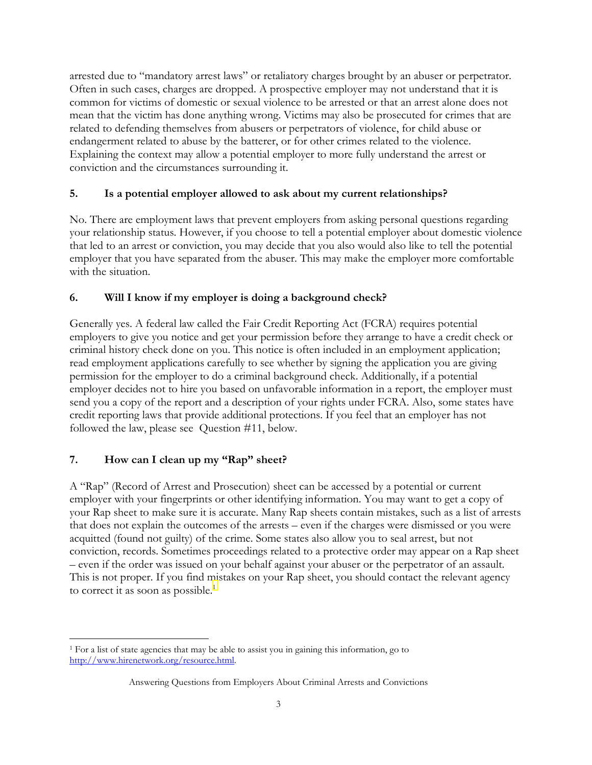arrested due to "mandatory arrest laws" or retaliatory charges brought by an abuser or perpetrator. Often in such cases, charges are dropped. A prospective employer may not understand that it is common for victims of domestic or sexual violence to be arrested or that an arrest alone does not mean that the victim has done anything wrong. Victims may also be prosecuted for crimes that are related to defending themselves from abusers or perpetrators of violence, for child abuse or endangerment related to abuse by the batterer, or for other crimes related to the violence. Explaining the context may allow a potential employer to more fully understand the arrest or conviction and the circumstances surrounding it.

### 5. Is a potential employer allowed to ask about my current relationships?

No. There are employment laws that prevent employers from asking personal questions regarding your relationship status. However, if you choose to tell a potential employer about domestic violence that led to an arrest or conviction, you may decide that you also would also like to tell the potential employer that you have separated from the abuser. This may make the employer more comfortable with the situation.

### 6. Will I know if my employer is doing a background check?

Generally yes. A federal law called the Fair Credit Reporting Act (FCRA) requires potential employers to give you notice and get your permission before they arrange to have a credit check or criminal history check done on you. This notice is often included in an employment application; read employment applications carefully to see whether by signing the application you are giving permission for the employer to do a criminal background check. Additionally, if a potential employer decides not to hire you based on unfavorable information in a report, the employer must send you a copy of the report and a description of your rights under FCRA. Also, some states have credit reporting laws that provide additional protections. If you feel that an employer has not followed the law, please see Question #11, below.

### 7. How can I clean up my "Rap" sheet?

A "Rap" (Record of Arrest and Prosecution) sheet can be accessed by a potential or current employer with your fingerprints or other identifying information. You may want to get a copy of your Rap sheet to make sure it is accurate. Many Rap sheets contain mistakes, such as a list of arrests that does not explain the outcomes of the arrests – even if the charges were dismissed or you were acquitted (found not guilty) of the crime. Some states also allow you to seal arrest, but not conviction, records. Sometimes proceedings related to a protective order may appear on a Rap sheet – even if the order was issued on your behalf against your abuser or the perpetrator of an assault. This is not proper. If you find mistakes on your Rap sheet, you should contact the relevant agency to correct it as soon as possible.[1]

---

[1] For a list of state agencies that may be able to assist you in gaining this information, go to http://www.hirenetwork.org/resource.html.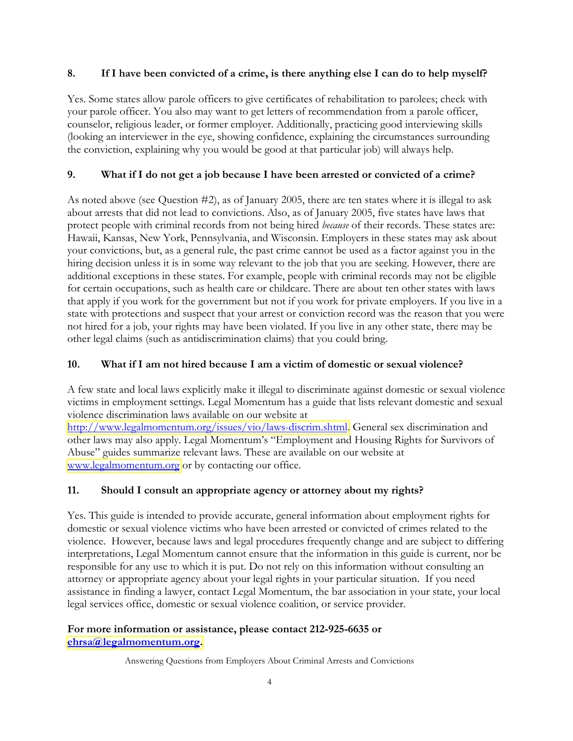### 8. If I have been convicted of a crime, is there anything else I can do to help myself?

Yes. Some states allow parole officers to give certificates of rehabilitation to parolees; check with your parole officer. You also may want to get letters of recommendation from a parole officer, counselor, religious leader, or former employer. Additionally, practicing good interviewing skills (looking an interviewer in the eye, showing confidence, explaining the circumstances surrounding the conviction, explaining why you would be good at that particular job) will always help.

### 9. What if I do not get a job because I have been arrested or convicted of a crime?

As noted above (see Question #2), as of January 2005, there are ten states where it is illegal to ask about arrests that did not lead to convictions. Also, as of January 2005, five states have laws that protect people with criminal records from not being hired *because* of their records. These states are: Hawaii, Kansas, New York, Pennsylvania, and Wisconsin. Employers in these states may ask about your convictions, but, as a general rule, the past crime cannot be used as a factor against you in the hiring decision unless it is in some way relevant to the job that you are seeking. However, there are additional exceptions in these states. For example, people with criminal records may not be eligible for certain occupations, such as health care or childcare. There are about ten other states with laws that apply if you work for the government but not if you work for private employers. If you live in a state with protections and suspect that your arrest or conviction record was the reason that you were not hired for a job, your rights may have been violated. If you live in any other state, there may be other legal claims (such as antidiscrimination claims) that you could bring.

### 10. What if I am not hired because I am a victim of domestic or sexual violence?

A few state and local laws explicitly make it illegal to discriminate against domestic or sexual violence victims in employment settings. Legal Momentum has a guide that lists relevant domestic and sexual violence discrimination laws available on our website at [http://www.legalmomentum.org/issues/vio/laws-discrim.shtml](http://www.legalmomentum.org/issues/vio/laws-discrim.shtml). General sex discrimination and other laws may also apply. Legal Momentum's "Employment and Housing Rights for Survivors of Abuse" guides summarize relevant laws. These are available on our website at [www.legalmomentum.org](http://www.legalmomentum.org) or by contacting our office.

### 11. Should I consult an appropriate agency or attorney about my rights?

Yes. This guide is intended to provide accurate, general information about employment rights for domestic or sexual violence victims who have been arrested or convicted of crimes related to the violence. However, because laws and legal procedures frequently change and are subject to differing interpretations, Legal Momentum cannot ensure that the information in this guide is current, nor be responsible for any use to which it is put. Do not rely on this information without consulting an attorney or appropriate agency about your legal rights in your particular situation. If you need assistance in finding a lawyer, contact Legal Momentum, the bar association in your state, your local legal services office, domestic or sexual violence coalition, or service provider.

**For more information or assistance, please contact 212-925-6635 or [ehrsa@legalmomentum.org](mailto:ehrsa@legalmomentum.org).**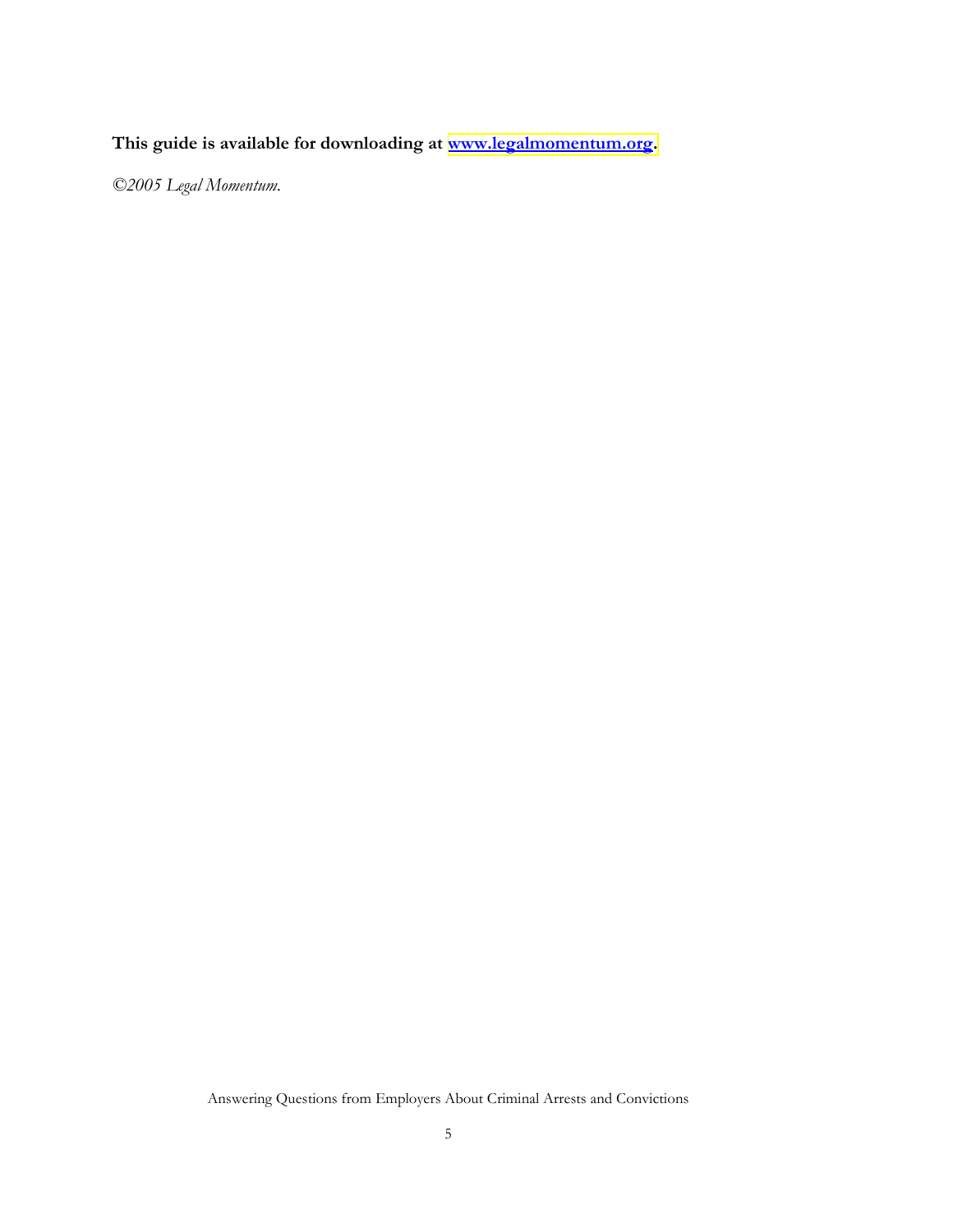**This guide is available for downloading at [www.legalmomentum.org](http://www.legalmomentum.org).**

*©2005 Legal Momentum.*